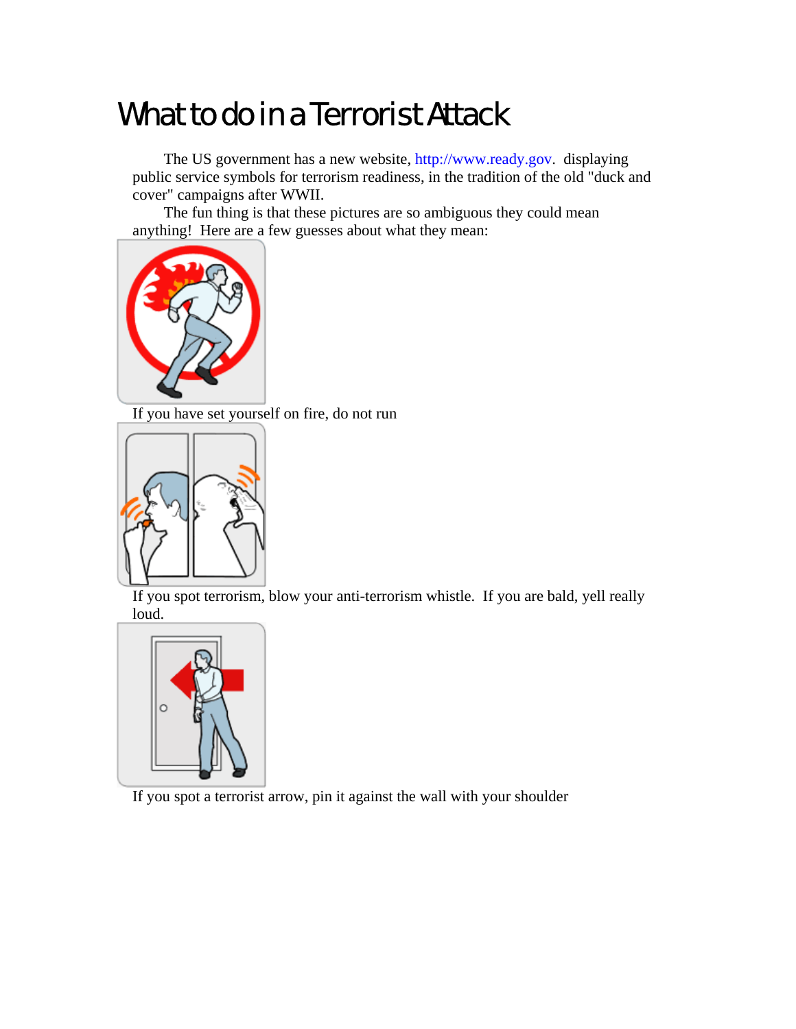# What to do in a Terrorist Attack

The US government has a new website, http://www.ready.gov. displaying public service symbols for terrorism readiness, in the tradition of the old "duck and cover" campaigns after WWII.

The fun thing is that these pictures are so ambiguous they could mean anything! Here are a few guesses about what they mean:

If you have set yourself on fire, do not run

If you spot terrorism, blow your anti-terrorism whistle. If you are bald, yell really loud.

If you spot a terrorist arrow, pin it against the wall with your shoulder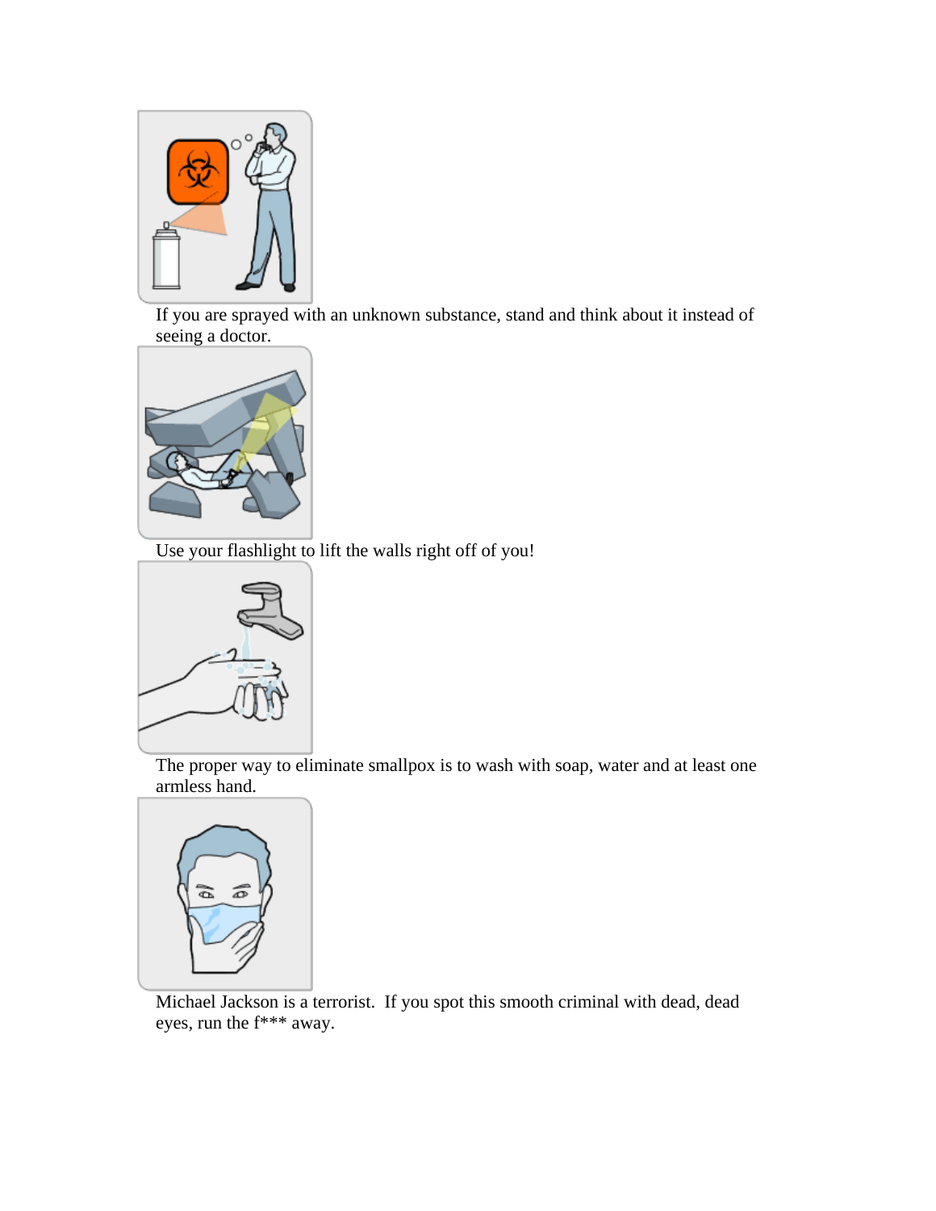If you are sprayed with an unknown substance, stand and think about it instead of seeing a doctor.

Use your flashlight to lift the walls right off of you!

The proper way to eliminate smallpox is to wash with soap, water and at least one armless hand.

Michael Jackson is a terrorist. If you spot this smooth criminal with dead, dead eyes, run the f*** away.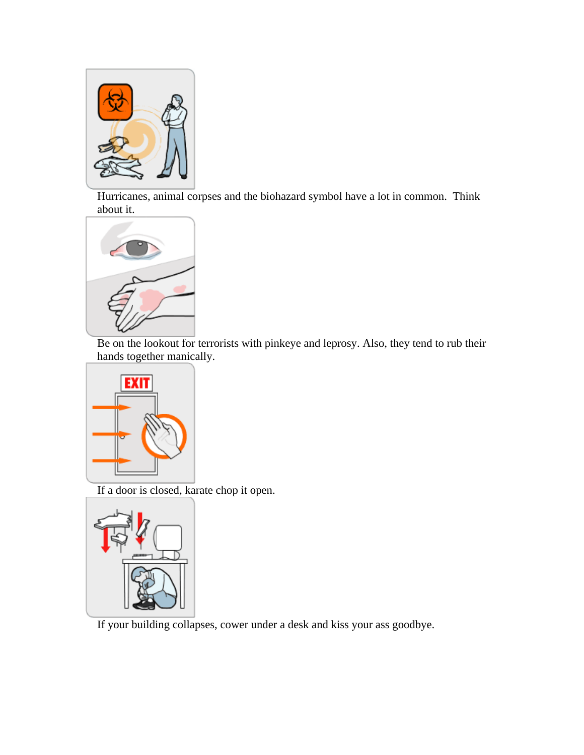Hurricanes, animal corpses and the biohazard symbol have a lot in common. Think about it.

Be on the lookout for terrorists with pinkeye and leprosy. Also, they tend to rub their hands together manically.

If a door is closed, karate chop it open.

If your building collapses, cower under a desk and kiss your ass goodbye.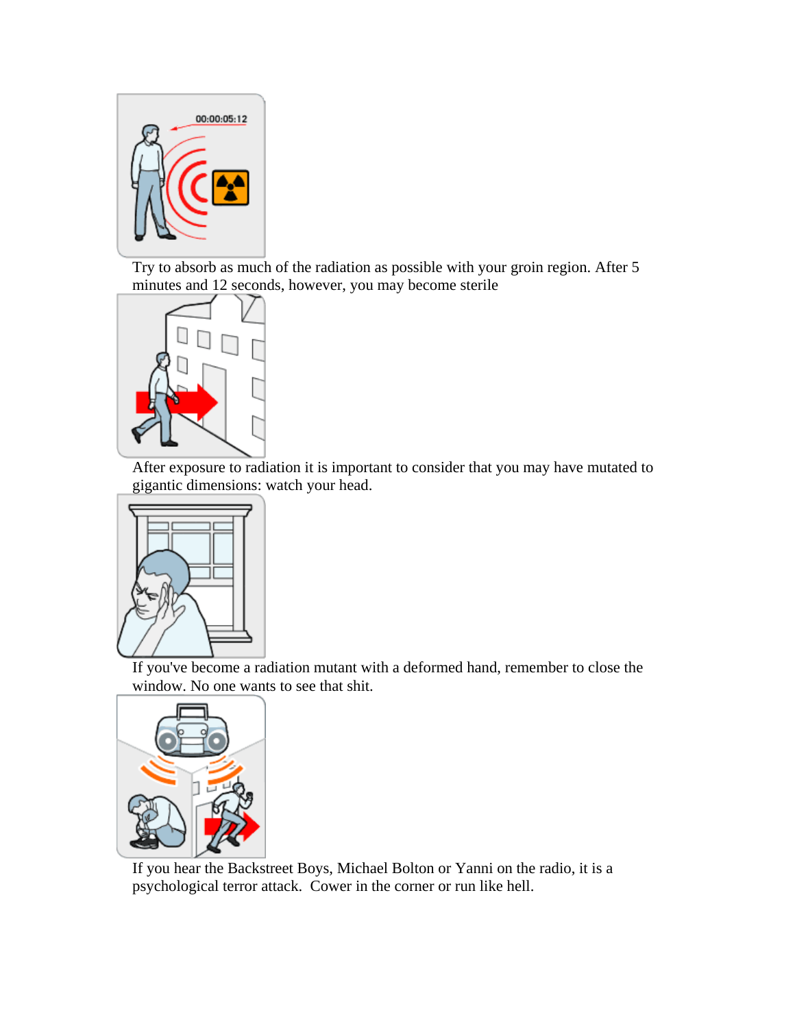Try to absorb as much of the radiation as possible with your groin region. After 5 minutes and 12 seconds, however, you may become sterile

After exposure to radiation it is important to consider that you may have mutated to gigantic dimensions: watch your head.

If you've become a radiation mutant with a deformed hand, remember to close the window. No one wants to see that shit.

If you hear the Backstreet Boys, Michael Bolton or Yanni on the radio, it is a psychological terror attack. Cower in the corner or run like hell.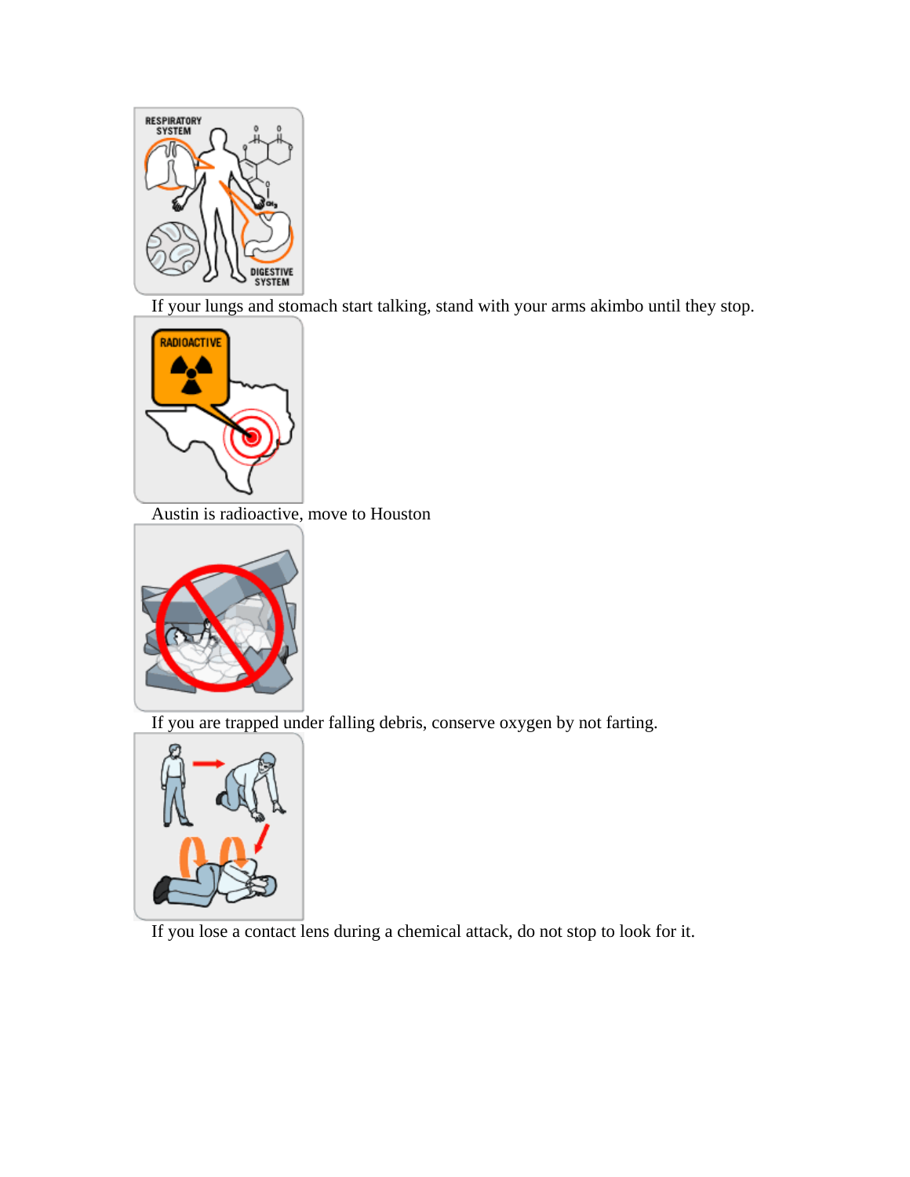If your lungs and stomach start talking, stand with your arms akimbo until they stop.

Austin is radioactive, move to Houston

If you are trapped under falling debris, conserve oxygen by not farting.

If you lose a contact lens during a chemical attack, do not stop to look for it.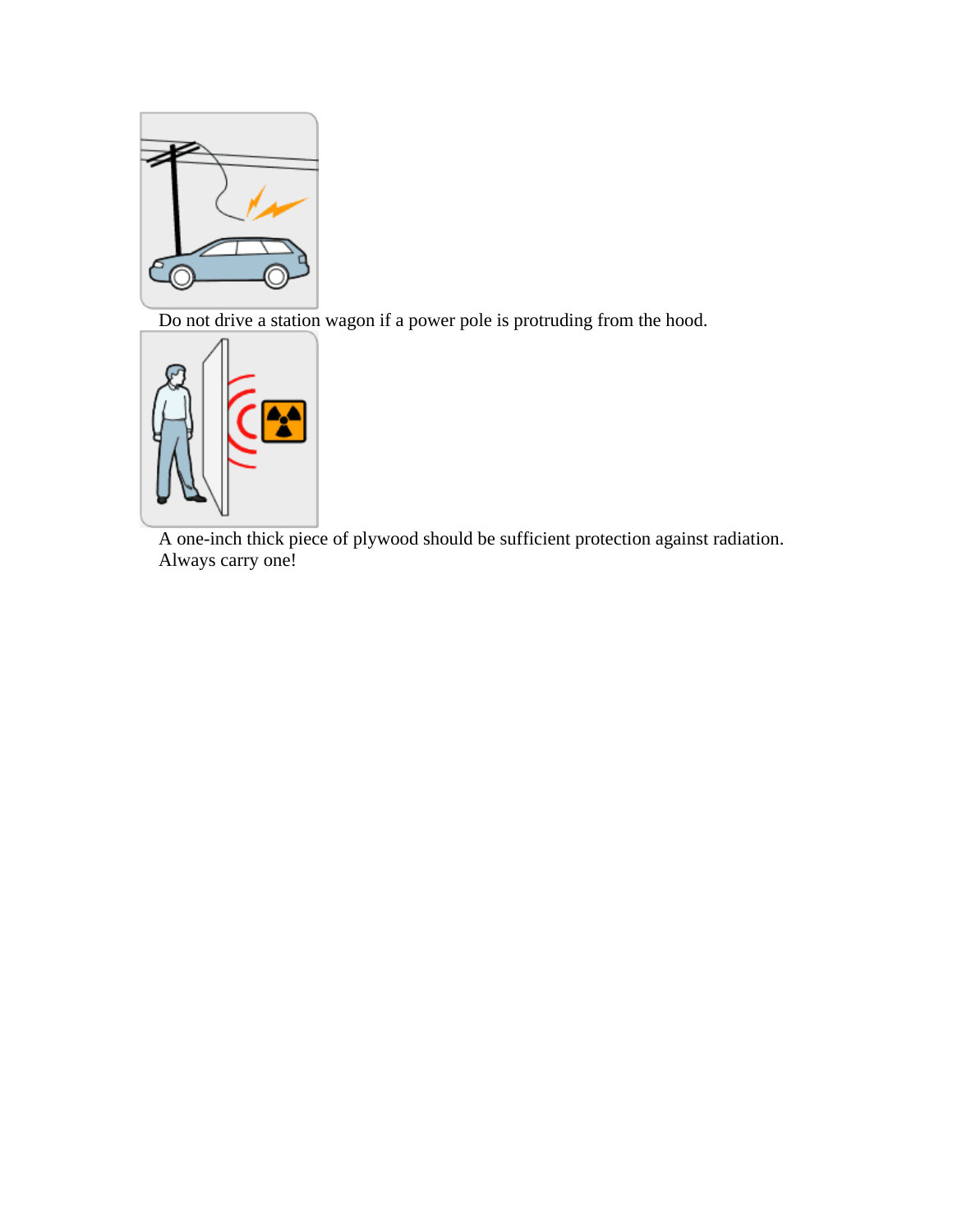Do not drive a station wagon if a power pole is protruding from the hood.

A one-inch thick piece of plywood should be sufficient protection against radiation. Always carry one!